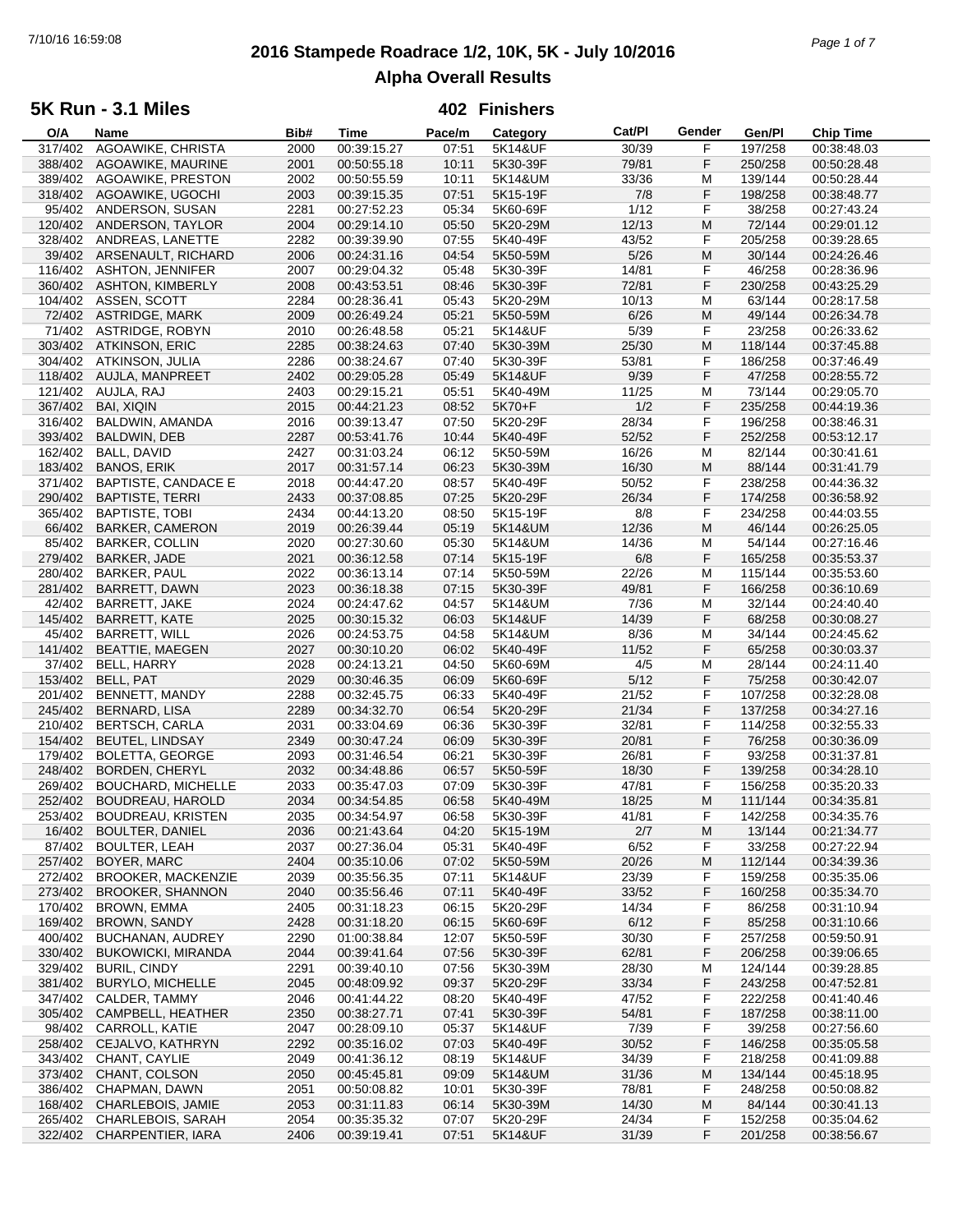# 2016 Stampede Roadrace 1/2, 10K, 5K - July 10/2016

## Alpha Overall Results

### 5K Run - 3.1 Miles — 402 Finishers

| O/A | Name | Bib# | Time | Pace/m | Category | Cat/Pl | Gender | Gen/Pl | Chip Time |
|---|---|---|---|---|---|---|---|---|---|
| 317/402 | AGOAWIKE, CHRISTA | 2000 | 00:39:15.27 | 07:51 | 5K14&UF | 30/39 | F | 197/258 | 00:38:48.03 |
| 388/402 | AGOAWIKE, MAURINE | 2001 | 00:50:55.18 | 10:11 | 5K30-39F | 79/81 | F | 250/258 | 00:50:28.48 |
| 389/402 | AGOAWIKE, PRESTON | 2002 | 00:50:55.59 | 10:11 | 5K14&UM | 33/36 | M | 139/144 | 00:50:28.44 |
| 318/402 | AGOAWIKE, UGOCHI | 2003 | 00:39:15.35 | 07:51 | 5K15-19F | 7/8 | F | 198/258 | 00:38:48.77 |
| 95/402 | ANDERSON, SUSAN | 2281 | 00:27:52.23 | 05:34 | 5K60-69F | 1/12 | F | 38/258 | 00:27:43.24 |
| 120/402 | ANDERSON, TAYLOR | 2004 | 00:29:14.10 | 05:50 | 5K20-29M | 12/13 | M | 72/144 | 00:29:01.12 |
| 328/402 | ANDREAS, LANETTE | 2282 | 00:39:39.90 | 07:55 | 5K40-49F | 43/52 | F | 205/258 | 00:39:28.65 |
| 39/402 | ARSENAULT, RICHARD | 2006 | 00:24:31.16 | 04:54 | 5K50-59M | 5/26 | M | 30/144 | 00:24:26.46 |
| 116/402 | ASHTON, JENNIFER | 2007 | 00:29:04.32 | 05:48 | 5K30-39F | 14/81 | F | 46/258 | 00:28:36.96 |
| 360/402 | ASHTON, KIMBERLY | 2008 | 00:43:53.51 | 08:46 | 5K30-39F | 72/81 | F | 230/258 | 00:43:25.29 |
| 104/402 | ASSEN, SCOTT | 2284 | 00:28:36.41 | 05:43 | 5K20-29M | 10/13 | M | 63/144 | 00:28:17.58 |
| 72/402 | ASTRIDGE, MARK | 2009 | 00:26:49.24 | 05:21 | 5K50-59M | 6/26 | M | 49/144 | 00:26:34.78 |
| 71/402 | ASTRIDGE, ROBYN | 2010 | 00:26:48.58 | 05:21 | 5K14&UF | 5/39 | F | 23/258 | 00:26:33.62 |
| 303/402 | ATKINSON, ERIC | 2285 | 00:38:24.63 | 07:40 | 5K30-39M | 25/30 | M | 118/144 | 00:37:45.88 |
| 304/402 | ATKINSON, JULIA | 2286 | 00:38:24.67 | 07:40 | 5K30-39F | 53/81 | F | 186/258 | 00:37:46.49 |
| 118/402 | AUJLA, MANPREET | 2402 | 00:29:05.28 | 05:49 | 5K14&UF | 9/39 | F | 47/258 | 00:28:55.72 |
| 121/402 | AUJLA, RAJ | 2403 | 00:29:15.21 | 05:51 | 5K40-49M | 11/25 | M | 73/144 | 00:29:05.70 |
| 367/402 | BAI, XIQIN | 2015 | 00:44:21.23 | 08:52 | 5K70+F | 1/2 | F | 235/258 | 00:44:19.36 |
| 316/402 | BALDWIN, AMANDA | 2016 | 00:39:13.47 | 07:50 | 5K20-29F | 28/34 | F | 196/258 | 00:38:46.31 |
| 393/402 | BALDWIN, DEB | 2287 | 00:53:41.76 | 10:44 | 5K40-49F | 52/52 | F | 252/258 | 00:53:12.17 |
| 162/402 | BALL, DAVID | 2427 | 00:31:03.24 | 06:12 | 5K50-59M | 16/26 | M | 82/144 | 00:30:41.61 |
| 183/402 | BANOS, ERIK | 2017 | 00:31:57.14 | 06:23 | 5K30-39M | 16/30 | M | 88/144 | 00:31:41.79 |
| 371/402 | BAPTISTE, CANDACE E | 2018 | 00:44:47.20 | 08:57 | 5K40-49F | 50/52 | F | 238/258 | 00:44:36.32 |
| 290/402 | BAPTISTE, TERRI | 2433 | 00:37:08.85 | 07:25 | 5K20-29F | 26/34 | F | 174/258 | 00:36:58.92 |
| 365/402 | BAPTISTE, TOBI | 2434 | 00:44:13.20 | 08:50 | 5K15-19F | 8/8 | F | 234/258 | 00:44:03.55 |
| 66/402 | BARKER, CAMERON | 2019 | 00:26:39.44 | 05:19 | 5K14&UM | 12/36 | M | 46/144 | 00:26:25.05 |
| 85/402 | BARKER, COLLIN | 2020 | 00:27:30.60 | 05:30 | 5K14&UM | 14/36 | M | 54/144 | 00:27:16.46 |
| 279/402 | BARKER, JADE | 2021 | 00:36:12.58 | 07:14 | 5K15-19F | 6/8 | F | 165/258 | 00:35:53.37 |
| 280/402 | BARKER, PAUL | 2022 | 00:36:13.14 | 07:14 | 5K50-59M | 22/26 | M | 115/144 | 00:35:53.60 |
| 281/402 | BARRETT, DAWN | 2023 | 00:36:18.38 | 07:15 | 5K30-39F | 49/81 | F | 166/258 | 00:36:10.69 |
| 42/402 | BARRETT, JAKE | 2024 | 00:24:47.62 | 04:57 | 5K14&UM | 7/36 | M | 32/144 | 00:24:40.40 |
| 145/402 | BARRETT, KATE | 2025 | 00:30:15.32 | 06:03 | 5K14&UF | 14/39 | F | 68/258 | 00:30:08.27 |
| 45/402 | BARRETT, WILL | 2026 | 00:24:53.75 | 04:58 | 5K14&UM | 8/36 | M | 34/144 | 00:24:45.62 |
| 141/402 | BEATTIE, MAEGEN | 2027 | 00:30:10.20 | 06:02 | 5K40-49F | 11/52 | F | 65/258 | 00:30:03.37 |
| 37/402 | BELL, HARRY | 2028 | 00:24:13.21 | 04:50 | 5K60-69M | 4/5 | M | 28/144 | 00:24:11.40 |
| 153/402 | BELL, PAT | 2029 | 00:30:46.35 | 06:09 | 5K60-69F | 5/12 | F | 75/258 | 00:30:42.07 |
| 201/402 | BENNETT, MANDY | 2288 | 00:32:45.75 | 06:33 | 5K40-49F | 21/52 | F | 107/258 | 00:32:28.08 |
| 245/402 | BERNARD, LISA | 2289 | 00:34:32.70 | 06:54 | 5K20-29F | 21/34 | F | 137/258 | 00:34:27.16 |
| 210/402 | BERTSCH, CARLA | 2031 | 00:33:04.69 | 06:36 | 5K30-39F | 32/81 | F | 114/258 | 00:32:55.33 |
| 154/402 | BEUTEL, LINDSAY | 2349 | 00:30:47.24 | 06:09 | 5K30-39F | 20/81 | F | 76/258 | 00:30:36.09 |
| 179/402 | BOLETTA, GEORGE | 2093 | 00:31:46.54 | 06:21 | 5K30-39F | 26/81 | F | 93/258 | 00:31:37.81 |
| 248/402 | BORDEN, CHERYL | 2032 | 00:34:48.86 | 06:57 | 5K50-59F | 18/30 | F | 139/258 | 00:34:28.10 |
| 269/402 | BOUCHARD, MICHELLE | 2033 | 00:35:47.03 | 07:09 | 5K30-39F | 47/81 | F | 156/258 | 00:35:20.33 |
| 252/402 | BOUDREAU, HAROLD | 2034 | 00:34:54.85 | 06:58 | 5K40-49M | 18/25 | M | 111/144 | 00:34:35.81 |
| 253/402 | BOUDREAU, KRISTEN | 2035 | 00:34:54.97 | 06:58 | 5K30-39F | 41/81 | F | 142/258 | 00:34:35.76 |
| 16/402 | BOULTER, DANIEL | 2036 | 00:21:43.64 | 04:20 | 5K15-19M | 2/7 | M | 13/144 | 00:21:34.77 |
| 87/402 | BOULTER, LEAH | 2037 | 00:27:36.04 | 05:31 | 5K40-49F | 6/52 | F | 33/258 | 00:27:22.94 |
| 257/402 | BOYER, MARC | 2404 | 00:35:10.06 | 07:02 | 5K50-59M | 20/26 | M | 112/144 | 00:34:39.36 |
| 272/402 | BROOKER, MACKENZIE | 2039 | 00:35:56.35 | 07:11 | 5K14&UF | 23/39 | F | 159/258 | 00:35:35.06 |
| 273/402 | BROOKER, SHANNON | 2040 | 00:35:56.46 | 07:11 | 5K40-49F | 33/52 | F | 160/258 | 00:35:34.70 |
| 170/402 | BROWN, EMMA | 2405 | 00:31:18.23 | 06:15 | 5K20-29F | 14/34 | F | 86/258 | 00:31:10.94 |
| 169/402 | BROWN, SANDY | 2428 | 00:31:18.20 | 06:15 | 5K60-69F | 6/12 | F | 85/258 | 00:31:10.66 |
| 400/402 | BUCHANAN, AUDREY | 2290 | 01:00:38.84 | 12:07 | 5K50-59F | 30/30 | F | 257/258 | 00:59:50.91 |
| 330/402 | BUKOWICKI, MIRANDA | 2044 | 00:39:41.64 | 07:56 | 5K30-39F | 62/81 | F | 206/258 | 00:39:06.65 |
| 329/402 | BURIL, CINDY | 2291 | 00:39:40.10 | 07:56 | 5K30-39M | 28/30 | M | 124/144 | 00:39:28.85 |
| 381/402 | BURYLO, MICHELLE | 2045 | 00:48:09.92 | 09:37 | 5K20-29F | 33/34 | F | 243/258 | 00:47:52.81 |
| 347/402 | CALDER, TAMMY | 2046 | 00:41:44.22 | 08:20 | 5K40-49F | 47/52 | F | 222/258 | 00:41:40.46 |
| 305/402 | CAMPBELL, HEATHER | 2350 | 00:38:27.71 | 07:41 | 5K30-39F | 54/81 | F | 187/258 | 00:38:11.00 |
| 98/402 | CARROLL, KATIE | 2047 | 00:28:09.10 | 05:37 | 5K14&UF | 7/39 | F | 39/258 | 00:27:56.60 |
| 258/402 | CEJALVO, KATHRYN | 2292 | 00:35:16.02 | 07:03 | 5K40-49F | 30/52 | F | 146/258 | 00:35:05.58 |
| 343/402 | CHANT, CAYLIE | 2049 | 00:41:36.12 | 08:19 | 5K14&UF | 34/39 | F | 218/258 | 00:41:09.88 |
| 373/402 | CHANT, COLSON | 2050 | 00:45:45.81 | 09:09 | 5K14&UM | 31/36 | M | 134/144 | 00:45:18.95 |
| 386/402 | CHAPMAN, DAWN | 2051 | 00:50:08.82 | 10:01 | 5K30-39F | 78/81 | F | 248/258 | 00:50:08.82 |
| 168/402 | CHARLEBOIS, JAMIE | 2053 | 00:31:11.83 | 06:14 | 5K30-39M | 14/30 | M | 84/144 | 00:30:41.13 |
| 265/402 | CHARLEBOIS, SARAH | 2054 | 00:35:35.32 | 07:07 | 5K20-29F | 24/34 | F | 152/258 | 00:35:04.62 |
| 322/402 | CHARPENTIER, IARA | 2406 | 00:39:19.41 | 07:51 | 5K14&UF | 31/39 | F | 201/258 | 00:38:56.67 |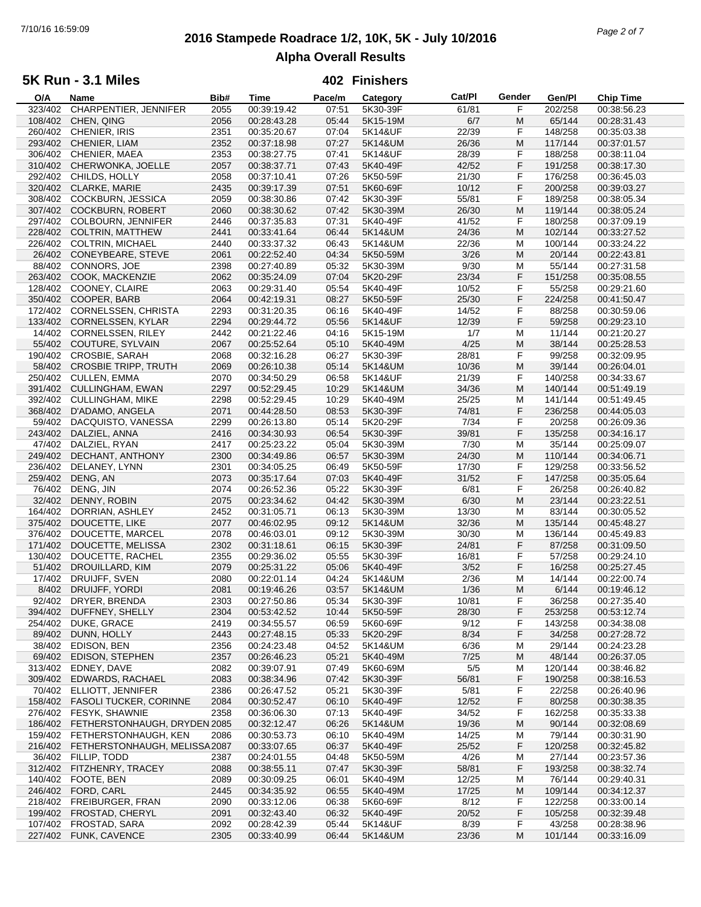# 2016 Stampede Roadrace 1/2, 10K, 5K - July 10/2016

## Alpha Overall Results

### 5K Run - 3.1 Miles — 402 Finishers

| O/A | Name | Bib# | Time | Pace/m | Category | Cat/Pl | Gender | Gen/Pl | Chip Time |
|---|---|---|---|---|---|---|---|---|---|
| 323/402 | CHARPENTIER, JENNIFER | 2055 | 00:39:19.42 | 07:51 | 5K30-39F | 61/81 | F | 202/258 | 00:38:56.23 |
| 108/402 | CHEN, QING | 2056 | 00:28:43.28 | 05:44 | 5K15-19M | 6/7 | M | 65/144 | 00:28:31.43 |
| 260/402 | CHENIER, IRIS | 2351 | 00:35:20.67 | 07:04 | 5K14&UF | 22/39 | F | 148/258 | 00:35:03.38 |
| 293/402 | CHENIER, LIAM | 2352 | 00:37:18.98 | 07:27 | 5K14&UM | 26/36 | M | 117/144 | 00:37:01.57 |
| 306/402 | CHENIER, MAEA | 2353 | 00:38:27.75 | 07:41 | 5K14&UF | 28/39 | F | 188/258 | 00:38:11.04 |
| 310/402 | CHERWONKA, JOELLE | 2057 | 00:38:37.71 | 07:43 | 5K40-49F | 42/52 | F | 191/258 | 00:38:17.30 |
| 292/402 | CHILDS, HOLLY | 2058 | 00:37:10.41 | 07:26 | 5K50-59F | 21/30 | F | 176/258 | 00:36:45.03 |
| 320/402 | CLARKE, MARIE | 2435 | 00:39:17.39 | 07:51 | 5K60-69F | 10/12 | F | 200/258 | 00:39:03.27 |
| 308/402 | COCKBURN, JESSICA | 2059 | 00:38:30.86 | 07:42 | 5K30-39F | 55/81 | F | 189/258 | 00:38:05.34 |
| 307/402 | COCKBURN, ROBERT | 2060 | 00:38:30.62 | 07:42 | 5K30-39M | 26/30 | M | 119/144 | 00:38:05.24 |
| 297/402 | COLBOURN, JENNIFER | 2446 | 00:37:35.83 | 07:31 | 5K40-49F | 41/52 | F | 180/258 | 00:37:09.19 |
| 228/402 | COLTRIN, MATTHEW | 2441 | 00:33:41.64 | 06:44 | 5K14&UM | 24/36 | M | 102/144 | 00:33:27.52 |
| 226/402 | COLTRIN, MICHAEL | 2440 | 00:33:37.32 | 06:43 | 5K14&UM | 22/36 | M | 100/144 | 00:33:24.22 |
| 26/402 | CONEYBEARE, STEVE | 2061 | 00:22:52.40 | 04:34 | 5K50-59M | 3/26 | M | 20/144 | 00:22:43.81 |
| 88/402 | CONNORS, JOE | 2398 | 00:27:40.89 | 05:32 | 5K30-39M | 9/30 | M | 55/144 | 00:27:31.58 |
| 263/402 | COOK, MACKENZIE | 2062 | 00:35:24.09 | 07:04 | 5K20-29F | 23/34 | F | 151/258 | 00:35:08.55 |
| 128/402 | COONEY, CLAIRE | 2063 | 00:29:31.40 | 05:54 | 5K40-49F | 10/52 | F | 55/258 | 00:29:21.60 |
| 350/402 | COOPER, BARB | 2064 | 00:42:19.31 | 08:27 | 5K50-59F | 25/30 | F | 224/258 | 00:41:50.47 |
| 172/402 | CORNELSSEN, CHRISTA | 2293 | 00:31:20.35 | 06:16 | 5K40-49F | 14/52 | F | 88/258 | 00:30:59.06 |
| 133/402 | CORNELSSEN, KYLAR | 2294 | 00:29:44.72 | 05:56 | 5K14&UF | 12/39 | F | 59/258 | 00:29:23.10 |
| 14/402 | CORNELSSEN, RILEY | 2442 | 00:21:22.46 | 04:16 | 5K15-19M | 1/7 | M | 11/144 | 00:21:20.27 |
| 55/402 | COUTURE, SYLVAIN | 2067 | 00:25:52.64 | 05:10 | 5K40-49M | 4/25 | M | 38/144 | 00:25:28.53 |
| 190/402 | CROSBIE, SARAH | 2068 | 00:32:16.28 | 06:27 | 5K30-39F | 28/81 | F | 99/258 | 00:32:09.95 |
| 58/402 | CROSBIE TRIPP, TRUTH | 2069 | 00:26:10.38 | 05:14 | 5K14&UM | 10/36 | M | 39/144 | 00:26:04.01 |
| 250/402 | CULLEN, EMMA | 2070 | 00:34:50.29 | 06:58 | 5K14&UF | 21/39 | F | 140/258 | 00:34:33.67 |
| 391/402 | CULLINGHAM, EWAN | 2297 | 00:52:29.45 | 10:29 | 5K14&UM | 34/36 | M | 140/144 | 00:51:49.19 |
| 392/402 | CULLINGHAM, MIKE | 2298 | 00:52:29.45 | 10:29 | 5K40-49M | 25/25 | M | 141/144 | 00:51:49.45 |
| 368/402 | D'ADAMO, ANGELA | 2071 | 00:44:28.50 | 08:53 | 5K30-39F | 74/81 | F | 236/258 | 00:44:05.03 |
| 59/402 | DACQUISTO, VANESSA | 2299 | 00:26:13.80 | 05:14 | 5K20-29F | 7/34 | F | 20/258 | 00:26:09.36 |
| 243/402 | DALZIEL, ANNA | 2416 | 00:34:30.93 | 06:54 | 5K30-39F | 39/81 | F | 135/258 | 00:34:16.17 |
| 47/402 | DALZIEL, RYAN | 2417 | 00:25:23.22 | 05:04 | 5K30-39M | 7/30 | M | 35/144 | 00:25:09.07 |
| 249/402 | DECHANT, ANTHONY | 2300 | 00:34:49.86 | 06:57 | 5K30-39M | 24/30 | M | 110/144 | 00:34:06.71 |
| 236/402 | DELANEY, LYNN | 2301 | 00:34:05.25 | 06:49 | 5K50-59F | 17/30 | F | 129/258 | 00:33:56.52 |
| 259/402 | DENG, AN | 2073 | 00:35:17.64 | 07:03 | 5K40-49F | 31/52 | F | 147/258 | 00:35:05.64 |
| 76/402 | DENG, JIN | 2074 | 00:26:52.36 | 05:22 | 5K30-39F | 6/81 | F | 26/258 | 00:26:40.82 |
| 32/402 | DENNY, ROBIN | 2075 | 00:23:34.62 | 04:42 | 5K30-39M | 6/30 | M | 23/144 | 00:23:22.51 |
| 164/402 | DORRIAN, ASHLEY | 2452 | 00:31:05.71 | 06:13 | 5K30-39M | 13/30 | M | 83/144 | 00:30:05.52 |
| 375/402 | DOUCETTE, LIKE | 2077 | 00:46:02.95 | 09:12 | 5K14&UM | 32/36 | M | 135/144 | 00:45:48.27 |
| 376/402 | DOUCETTE, MARCEL | 2078 | 00:46:03.01 | 09:12 | 5K30-39M | 30/30 | M | 136/144 | 00:45:49.83 |
| 171/402 | DOUCETTE, MELISSA | 2302 | 00:31:18.61 | 06:15 | 5K30-39F | 24/81 | F | 87/258 | 00:31:09.50 |
| 130/402 | DOUCETTE, RACHEL | 2355 | 00:29:36.02 | 05:55 | 5K30-39F | 16/81 | F | 57/258 | 00:29:24.10 |
| 51/402 | DROUILLARD, KIM | 2079 | 00:25:31.22 | 05:06 | 5K40-49F | 3/52 | F | 16/258 | 00:25:27.45 |
| 17/402 | DRUIJFF, SVEN | 2080 | 00:22:01.14 | 04:24 | 5K14&UM | 2/36 | M | 14/144 | 00:22:00.74 |
| 8/402 | DRUIJFF, YORDI | 2081 | 00:19:46.26 | 03:57 | 5K14&UM | 1/36 | M | 6/144 | 00:19:46.12 |
| 92/402 | DRYER, BRENDA | 2303 | 00:27:50.86 | 05:34 | 5K30-39F | 10/81 | F | 36/258 | 00:27:35.40 |
| 394/402 | DUFFNEY, SHELLY | 2304 | 00:53:42.52 | 10:44 | 5K50-59F | 28/30 | F | 253/258 | 00:53:12.74 |
| 254/402 | DUKE, GRACE | 2419 | 00:34:55.57 | 06:59 | 5K60-69F | 9/12 | F | 143/258 | 00:34:38.08 |
| 89/402 | DUNN, HOLLY | 2443 | 00:27:48.15 | 05:33 | 5K20-29F | 8/34 | F | 34/258 | 00:27:28.72 |
| 38/402 | EDISON, BEN | 2356 | 00:24:23.48 | 04:52 | 5K14&UM | 6/36 | M | 29/144 | 00:24:23.28 |
| 69/402 | EDISON, STEPHEN | 2357 | 00:26:46.23 | 05:21 | 5K40-49M | 7/25 | M | 48/144 | 00:26:37.05 |
| 313/402 | EDNEY, DAVE | 2082 | 00:39:07.91 | 07:49 | 5K60-69M | 5/5 | M | 120/144 | 00:38:46.82 |
| 309/402 | EDWARDS, RACHAEL | 2083 | 00:38:34.96 | 07:42 | 5K30-39F | 56/81 | F | 190/258 | 00:38:16.53 |
| 70/402 | ELLIOTT, JENNIFER | 2386 | 00:26:47.52 | 05:21 | 5K30-39F | 5/81 | F | 22/258 | 00:26:40.96 |
| 158/402 | FASOLI TUCKER, CORINNE | 2084 | 00:30:52.47 | 06:10 | 5K40-49F | 12/52 | F | 80/258 | 00:30:38.35 |
| 276/402 | FESYK, SHAWNIE | 2358 | 00:36:06.30 | 07:13 | 5K40-49F | 34/52 | F | 162/258 | 00:35:33.38 |
| 186/402 | FETHERSTONHAUGH, DRYDEN | 2085 | 00:32:12.47 | 06:26 | 5K14&UM | 19/36 | M | 90/144 | 00:32:08.69 |
| 159/402 | FETHERSTONHAUGH, KEN | 2086 | 00:30:53.73 | 06:10 | 5K40-49M | 14/25 | M | 79/144 | 00:30:31.90 |
| 216/402 | FETHERSTONHAUGH, MELISSA | 2087 | 00:33:07.65 | 06:37 | 5K40-49F | 25/52 | F | 120/258 | 00:32:45.82 |
| 36/402 | FILLIP, TODD | 2387 | 00:24:01.55 | 04:48 | 5K50-59M | 4/26 | M | 27/144 | 00:23:57.36 |
| 312/402 | FITZHENRY, TRACEY | 2088 | 00:38:55.11 | 07:47 | 5K30-39F | 58/81 | F | 193/258 | 00:38:32.74 |
| 140/402 | FOOTE, BEN | 2089 | 00:30:09.25 | 06:01 | 5K40-49M | 12/25 | M | 76/144 | 00:29:40.31 |
| 246/402 | FORD, CARL | 2445 | 00:34:35.92 | 06:55 | 5K40-49M | 17/25 | M | 109/144 | 00:34:12.37 |
| 218/402 | FREIBURGER, FRAN | 2090 | 00:33:12.06 | 06:38 | 5K60-69F | 8/12 | F | 122/258 | 00:33:00.14 |
| 199/402 | FROSTAD, CHERYL | 2091 | 00:32:43.40 | 06:32 | 5K40-49F | 20/52 | F | 105/258 | 00:32:39.48 |
| 107/402 | FROSTAD, SARA | 2092 | 00:28:42.39 | 05:44 | 5K14&UF | 8/39 | F | 43/258 | 00:28:38.96 |
| 227/402 | FUNK, CAVENCE | 2305 | 00:33:40.99 | 06:44 | 5K14&UM | 23/36 | M | 101/144 | 00:33:16.09 |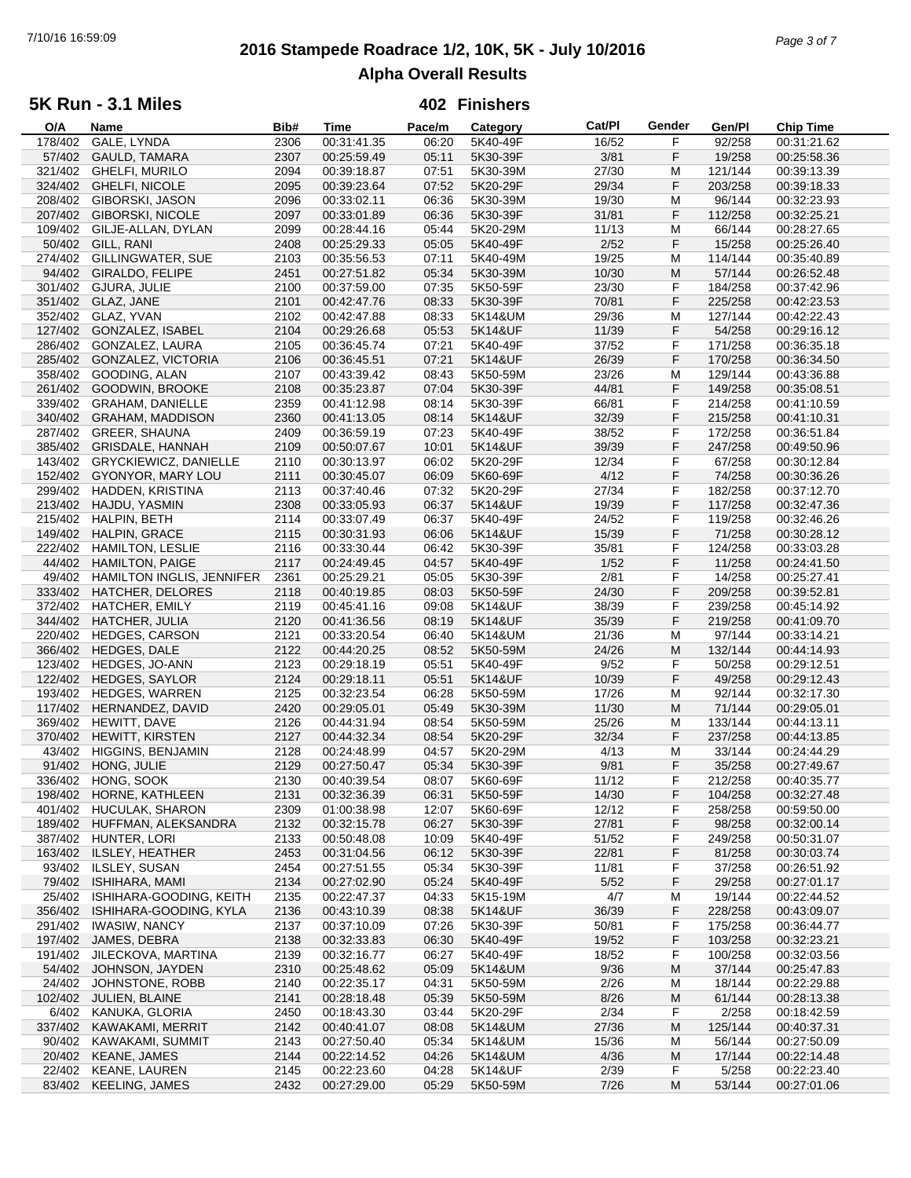# 2016 Stampede Roadrace 1/2, 10K, 5K - July 10/2016

## Alpha Overall Results

### 5K Run - 3.1 Miles

**402 Finishers**

| O/A | Name | Bib# | Time | Pace/m | Category | Cat/Pl | Gender | Gen/Pl | Chip Time |
|---|---|---|---|---|---|---|---|---|---|
| 178/402 | GALE, LYNDA | 2306 | 00:31:41.35 | 06:20 | 5K40-49F | 16/52 | F | 92/258 | 00:31:21.62 |
| 57/402 | GAULD, TAMARA | 2307 | 00:25:59.49 | 05:11 | 5K30-39F | 3/81 | F | 19/258 | 00:25:58.36 |
| 321/402 | GHELFI, MURILO | 2094 | 00:39:18.87 | 07:51 | 5K30-39M | 27/30 | M | 121/144 | 00:39:13.39 |
| 324/402 | GHELFI, NICOLE | 2095 | 00:39:23.64 | 07:52 | 5K20-29F | 29/34 | F | 203/258 | 00:39:18.33 |
| 208/402 | GIBORSKI, JASON | 2096 | 00:33:02.11 | 06:36 | 5K30-39M | 19/30 | M | 96/144 | 00:32:23.93 |
| 207/402 | GIBORSKI, NICOLE | 2097 | 00:33:01.89 | 06:36 | 5K30-39F | 31/81 | F | 112/258 | 00:32:25.21 |
| 109/402 | GILJE-ALLAN, DYLAN | 2099 | 00:28:44.16 | 05:44 | 5K20-29M | 11/13 | M | 66/144 | 00:28:27.65 |
| 50/402 | GILL, RANI | 2408 | 00:25:29.33 | 05:05 | 5K40-49F | 2/52 | F | 15/258 | 00:25:26.40 |
| 274/402 | GILLINGWATER, SUE | 2103 | 00:35:56.53 | 07:11 | 5K40-49M | 19/25 | M | 114/144 | 00:35:40.89 |
| 94/402 | GIRALDO, FELIPE | 2451 | 00:27:51.82 | 05:34 | 5K30-39M | 10/30 | M | 57/144 | 00:26:52.48 |
| 301/402 | GJURA, JULIE | 2100 | 00:37:59.00 | 07:35 | 5K50-59F | 23/30 | F | 184/258 | 00:37:42.96 |
| 351/402 | GLAZ, JANE | 2101 | 00:42:47.76 | 08:33 | 5K30-39F | 70/81 | F | 225/258 | 00:42:23.53 |
| 352/402 | GLAZ, YVAN | 2102 | 00:42:47.88 | 08:33 | 5K14&UM | 29/36 | M | 127/144 | 00:42:22.43 |
| 127/402 | GONZALEZ, ISABEL | 2104 | 00:29:26.68 | 05:53 | 5K14&UF | 11/39 | F | 54/258 | 00:29:16.12 |
| 286/402 | GONZALEZ, LAURA | 2105 | 00:36:45.74 | 07:21 | 5K40-49F | 37/52 | F | 171/258 | 00:36:35.18 |
| 285/402 | GONZALEZ, VICTORIA | 2106 | 00:36:45.51 | 07:21 | 5K14&UF | 26/39 | F | 170/258 | 00:36:34.50 |
| 358/402 | GOODING, ALAN | 2107 | 00:43:39.42 | 08:43 | 5K50-59M | 23/26 | M | 129/144 | 00:43:36.88 |
| 261/402 | GOODWIN, BROOKE | 2108 | 00:35:23.87 | 07:04 | 5K30-39F | 44/81 | F | 149/258 | 00:35:08.51 |
| 339/402 | GRAHAM, DANIELLE | 2359 | 00:41:12.98 | 08:14 | 5K30-39F | 66/81 | F | 214/258 | 00:41:10.59 |
| 340/402 | GRAHAM, MADDISON | 2360 | 00:41:13.05 | 08:14 | 5K14&UF | 32/39 | F | 215/258 | 00:41:10.31 |
| 287/402 | GREER, SHAUNA | 2409 | 00:36:59.19 | 07:23 | 5K40-49F | 38/52 | F | 172/258 | 00:36:51.84 |
| 385/402 | GRISDALE, HANNAH | 2109 | 00:50:07.67 | 10:01 | 5K14&UF | 39/39 | F | 247/258 | 00:49:50.96 |
| 143/402 | GRYCKIEWICZ, DANIELLE | 2110 | 00:30:13.97 | 06:02 | 5K20-29F | 12/34 | F | 67/258 | 00:30:12.84 |
| 152/402 | GYONYOR, MARY LOU | 2111 | 00:30:45.07 | 06:09 | 5K60-69F | 4/12 | F | 74/258 | 00:30:36.26 |
| 299/402 | HADDEN, KRISTINA | 2113 | 00:37:40.46 | 07:32 | 5K20-29F | 27/34 | F | 182/258 | 00:37:12.70 |
| 213/402 | HAJDU, YASMIN | 2308 | 00:33:05.93 | 06:37 | 5K14&UF | 19/39 | F | 117/258 | 00:32:47.36 |
| 215/402 | HALPIN, BETH | 2114 | 00:33:07.49 | 06:37 | 5K40-49F | 24/52 | F | 119/258 | 00:32:46.26 |
| 149/402 | HALPIN, GRACE | 2115 | 00:30:31.93 | 06:06 | 5K14&UF | 15/39 | F | 71/258 | 00:30:28.12 |
| 222/402 | HAMILTON, LESLIE | 2116 | 00:33:30.44 | 06:42 | 5K30-39F | 35/81 | F | 124/258 | 00:33:03.28 |
| 44/402 | HAMILTON, PAIGE | 2117 | 00:24:49.45 | 04:57 | 5K40-49F | 1/52 | F | 11/258 | 00:24:41.50 |
| 49/402 | HAMILTON INGLIS, JENNIFER | 2361 | 00:25:29.21 | 05:05 | 5K30-39F | 2/81 | F | 14/258 | 00:25:27.41 |
| 333/402 | HATCHER, DELORES | 2118 | 00:40:19.85 | 08:03 | 5K50-59F | 24/30 | F | 209/258 | 00:39:52.81 |
| 372/402 | HATCHER, EMILY | 2119 | 00:45:41.16 | 09:08 | 5K14&UF | 38/39 | F | 239/258 | 00:45:14.92 |
| 344/402 | HATCHER, JULIA | 2120 | 00:41:36.56 | 08:19 | 5K14&UF | 35/39 | F | 219/258 | 00:41:09.70 |
| 220/402 | HEDGES, CARSON | 2121 | 00:33:20.54 | 06:40 | 5K14&UM | 21/36 | M | 97/144 | 00:33:14.21 |
| 366/402 | HEDGES, DALE | 2122 | 00:44:20.25 | 08:52 | 5K50-59M | 24/26 | M | 132/144 | 00:44:14.93 |
| 123/402 | HEDGES, JO-ANN | 2123 | 00:29:18.19 | 05:51 | 5K40-49F | 9/52 | F | 50/258 | 00:29:12.51 |
| 122/402 | HEDGES, SAYLOR | 2124 | 00:29:18.11 | 05:51 | 5K14&UF | 10/39 | F | 49/258 | 00:29:12.43 |
| 193/402 | HEDGES, WARREN | 2125 | 00:32:23.54 | 06:28 | 5K50-59M | 17/26 | M | 92/144 | 00:32:17.30 |
| 117/402 | HERNANDEZ, DAVID | 2420 | 00:29:05.01 | 05:49 | 5K30-39M | 11/30 | M | 71/144 | 00:29:05.01 |
| 369/402 | HEWITT, DAVE | 2126 | 00:44:31.94 | 08:54 | 5K50-59M | 25/26 | M | 133/144 | 00:44:13.11 |
| 370/402 | HEWITT, KIRSTEN | 2127 | 00:44:32.34 | 08:54 | 5K20-29F | 32/34 | F | 237/258 | 00:44:13.85 |
| 43/402 | HIGGINS, BENJAMIN | 2128 | 00:24:48.99 | 04:57 | 5K20-29M | 4/13 | M | 33/144 | 00:24:44.29 |
| 91/402 | HONG, JULIE | 2129 | 00:27:50.47 | 05:34 | 5K30-39F | 9/81 | F | 35/258 | 00:27:49.67 |
| 336/402 | HONG, SOOK | 2130 | 00:40:39.54 | 08:07 | 5K60-69F | 11/12 | F | 212/258 | 00:40:35.77 |
| 198/402 | HORNE, KATHLEEN | 2131 | 00:32:36.39 | 06:31 | 5K50-59F | 14/30 | F | 104/258 | 00:32:27.48 |
| 401/402 | HUCULAK, SHARON | 2309 | 01:00:38.98 | 12:07 | 5K60-69F | 12/12 | F | 258/258 | 00:59:50.00 |
| 189/402 | HUFFMAN, ALEKSANDRA | 2132 | 00:32:15.78 | 06:27 | 5K30-39F | 27/81 | F | 98/258 | 00:32:00.14 |
| 387/402 | HUNTER, LORI | 2133 | 00:50:48.08 | 10:09 | 5K40-49F | 51/52 | F | 249/258 | 00:50:31.07 |
| 163/402 | ILSLEY, HEATHER | 2453 | 00:31:04.56 | 06:12 | 5K30-39F | 22/81 | F | 81/258 | 00:30:03.74 |
| 93/402 | ILSLEY, SUSAN | 2454 | 00:27:51.55 | 05:34 | 5K30-39F | 11/81 | F | 37/258 | 00:26:51.92 |
| 79/402 | ISHIHARA, MAMI | 2134 | 00:27:02.90 | 05:24 | 5K40-49F | 5/52 | F | 29/258 | 00:27:01.17 |
| 25/402 | ISHIHARA-GOODING, KEITH | 2135 | 00:22:47.37 | 04:33 | 5K15-19M | 4/7 | M | 19/144 | 00:22:44.52 |
| 356/402 | ISHIHARA-GOODING, KYLA | 2136 | 00:43:10.39 | 08:38 | 5K14&UF | 36/39 | F | 228/258 | 00:43:09.07 |
| 291/402 | IWASIW, NANCY | 2137 | 00:37:10.09 | 07:26 | 5K30-39F | 50/81 | F | 175/258 | 00:36:44.77 |
| 197/402 | JAMES, DEBRA | 2138 | 00:32:33.83 | 06:30 | 5K40-49F | 19/52 | F | 103/258 | 00:32:23.21 |
| 191/402 | JILECKOVA, MARTINA | 2139 | 00:32:16.77 | 06:27 | 5K40-49F | 18/52 | F | 100/258 | 00:32:03.56 |
| 54/402 | JOHNSON, JAYDEN | 2310 | 00:25:48.62 | 05:09 | 5K14&UM | 9/36 | M | 37/144 | 00:25:47.83 |
| 24/402 | JOHNSTONE, ROBB | 2140 | 00:22:35.17 | 04:31 | 5K50-59M | 2/26 | M | 18/144 | 00:22:29.88 |
| 102/402 | JULIEN, BLAINE | 2141 | 00:28:18.48 | 05:39 | 5K50-59M | 8/26 | M | 61/144 | 00:28:13.38 |
| 6/402 | KANUKA, GLORIA | 2450 | 00:18:43.30 | 03:44 | 5K20-29F | 2/34 | F | 2/258 | 00:18:42.59 |
| 337/402 | KAWAKAMI, MERRIT | 2142 | 00:40:41.07 | 08:08 | 5K14&UM | 27/36 | M | 125/144 | 00:40:37.31 |
| 90/402 | KAWAKAMI, SUMMIT | 2143 | 00:27:50.40 | 05:34 | 5K14&UM | 15/36 | M | 56/144 | 00:27:50.09 |
| 20/402 | KEANE, JAMES | 2144 | 00:22:14.52 | 04:26 | 5K14&UM | 4/36 | M | 17/144 | 00:22:14.48 |
| 22/402 | KEANE, LAUREN | 2145 | 00:22:23.60 | 04:28 | 5K14&UF | 2/39 | F | 5/258 | 00:22:23.40 |
| 83/402 | KEELING, JAMES | 2432 | 00:27:29.00 | 05:29 | 5K50-59M | 7/26 | M | 53/144 | 00:27:01.06 |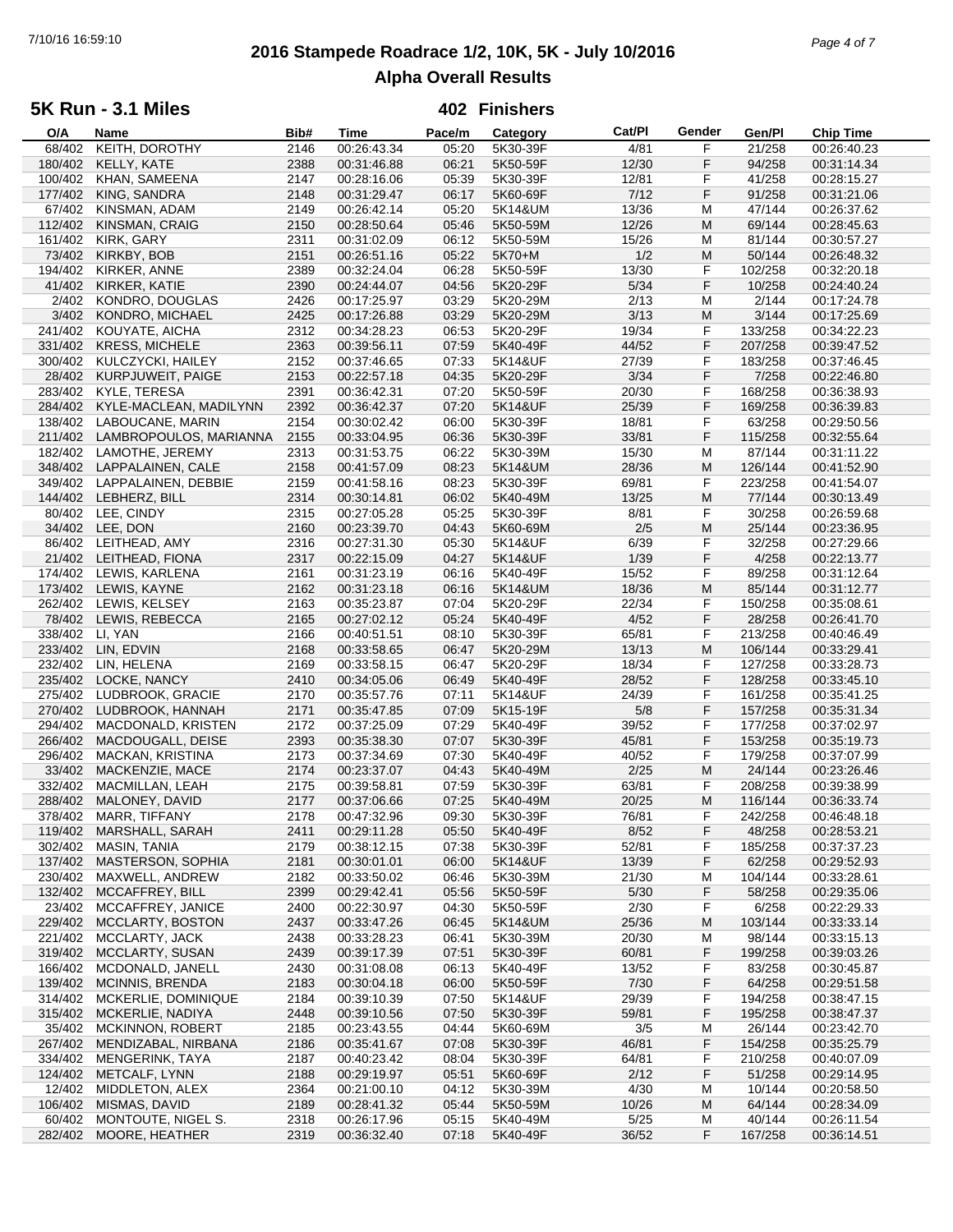# 2016 Stampede Roadrace 1/2, 10K, 5K - July 10/2016

## Alpha Overall Results

### 5K Run - 3.1 Miles

**402 Finishers**

| O/A | Name | Bib# | Time | Pace/m | Category | Cat/Pl | Gender | Gen/Pl | Chip Time |
|---|---|---|---|---|---|---|---|---|---|
| 68/402 | KEITH, DOROTHY | 2146 | 00:26:43.34 | 05:20 | 5K30-39F | 4/81 | F | 21/258 | 00:26:40.23 |
| 180/402 | KELLY, KATE | 2388 | 00:31:46.88 | 06:21 | 5K50-59F | 12/30 | F | 94/258 | 00:31:14.34 |
| 100/402 | KHAN, SAMEENA | 2147 | 00:28:16.06 | 05:39 | 5K30-39F | 12/81 | F | 41/258 | 00:28:15.27 |
| 177/402 | KING, SANDRA | 2148 | 00:31:29.47 | 06:17 | 5K60-69F | 7/12 | F | 91/258 | 00:31:21.06 |
| 67/402 | KINSMAN, ADAM | 2149 | 00:26:42.14 | 05:20 | 5K14&UM | 13/36 | M | 47/144 | 00:26:37.62 |
| 112/402 | KINSMAN, CRAIG | 2150 | 00:28:50.64 | 05:46 | 5K50-59M | 12/26 | M | 69/144 | 00:28:45.63 |
| 161/402 | KIRK, GARY | 2311 | 00:31:02.09 | 06:12 | 5K50-59M | 15/26 | M | 81/144 | 00:30:57.27 |
| 73/402 | KIRKBY, BOB | 2151 | 00:26:51.16 | 05:22 | 5K70+M | 1/2 | M | 50/144 | 00:26:48.32 |
| 194/402 | KIRKER, ANNE | 2389 | 00:32:24.04 | 06:28 | 5K50-59F | 13/30 | F | 102/258 | 00:32:20.18 |
| 41/402 | KIRKER, KATIE | 2390 | 00:24:44.07 | 04:56 | 5K20-29F | 5/34 | F | 10/258 | 00:24:40.24 |
| 2/402 | KONDRO, DOUGLAS | 2426 | 00:17:25.97 | 03:29 | 5K20-29M | 2/13 | M | 2/144 | 00:17:24.78 |
| 3/402 | KONDRO, MICHAEL | 2425 | 00:17:26.88 | 03:29 | 5K20-29M | 3/13 | M | 3/144 | 00:17:25.69 |
| 241/402 | KOUYATE, AICHA | 2312 | 00:34:28.23 | 06:53 | 5K20-29F | 19/34 | F | 133/258 | 00:34:22.23 |
| 331/402 | KRESS, MICHELE | 2363 | 00:39:56.11 | 07:59 | 5K40-49F | 44/52 | F | 207/258 | 00:39:47.52 |
| 300/402 | KULCZYCKI, HAILEY | 2152 | 00:37:46.65 | 07:33 | 5K14&UF | 27/39 | F | 183/258 | 00:37:46.45 |
| 28/402 | KURPJUWEIT, PAIGE | 2153 | 00:22:57.18 | 04:35 | 5K20-29F | 3/34 | F | 7/258 | 00:22:46.80 |
| 283/402 | KYLE, TERESA | 2391 | 00:36:42.31 | 07:20 | 5K50-59F | 20/30 | F | 168/258 | 00:36:38.93 |
| 284/402 | KYLE-MACLEAN, MADILYNN | 2392 | 00:36:42.37 | 07:20 | 5K14&UF | 25/39 | F | 169/258 | 00:36:39.83 |
| 138/402 | LABOUCANE, MARIN | 2154 | 00:30:02.42 | 06:00 | 5K30-39F | 18/81 | F | 63/258 | 00:29:50.56 |
| 211/402 | LAMBROPOULOS, MARIANNA | 2155 | 00:33:04.95 | 06:36 | 5K30-39F | 33/81 | F | 115/258 | 00:32:55.64 |
| 182/402 | LAMOTHE, JEREMY | 2313 | 00:31:53.75 | 06:22 | 5K30-39M | 15/30 | M | 87/144 | 00:31:11.22 |
| 348/402 | LAPPALAINEN, CALE | 2158 | 00:41:57.09 | 08:23 | 5K14&UM | 28/36 | M | 126/144 | 00:41:52.90 |
| 349/402 | LAPPALAINEN, DEBBIE | 2159 | 00:41:58.16 | 08:23 | 5K30-39F | 69/81 | F | 223/258 | 00:41:54.07 |
| 144/402 | LEBHERZ, BILL | 2314 | 00:30:14.81 | 06:02 | 5K40-49M | 13/25 | M | 77/144 | 00:30:13.49 |
| 80/402 | LEE, CINDY | 2315 | 00:27:05.28 | 05:25 | 5K30-39F | 8/81 | F | 30/258 | 00:26:59.68 |
| 34/402 | LEE, DON | 2160 | 00:23:39.70 | 04:43 | 5K60-69M | 2/5 | M | 25/144 | 00:23:36.95 |
| 86/402 | LEITHEAD, AMY | 2316 | 00:27:31.30 | 05:30 | 5K14&UF | 6/39 | F | 32/258 | 00:27:29.66 |
| 21/402 | LEITHEAD, FIONA | 2317 | 00:22:15.09 | 04:27 | 5K14&UF | 1/39 | F | 4/258 | 00:22:13.77 |
| 174/402 | LEWIS, KARLENA | 2161 | 00:31:23.19 | 06:16 | 5K40-49F | 15/52 | F | 89/258 | 00:31:12.64 |
| 173/402 | LEWIS, KAYNE | 2162 | 00:31:23.18 | 06:16 | 5K14&UM | 18/36 | M | 85/144 | 00:31:12.77 |
| 262/402 | LEWIS, KELSEY | 2163 | 00:35:23.87 | 07:04 | 5K20-29F | 22/34 | F | 150/258 | 00:35:08.61 |
| 78/402 | LEWIS, REBECCA | 2165 | 00:27:02.12 | 05:24 | 5K40-49F | 4/52 | F | 28/258 | 00:26:41.70 |
| 338/402 | LI, YAN | 2166 | 00:40:51.51 | 08:10 | 5K30-39F | 65/81 | F | 213/258 | 00:40:46.49 |
| 233/402 | LIN, EDVIN | 2168 | 00:33:58.65 | 06:47 | 5K20-29M | 13/13 | M | 106/144 | 00:33:29.41 |
| 232/402 | LIN, HELENA | 2169 | 00:33:58.15 | 06:47 | 5K20-29F | 18/34 | F | 127/258 | 00:33:28.73 |
| 235/402 | LOCKE, NANCY | 2410 | 00:34:05.06 | 06:49 | 5K40-49F | 28/52 | F | 128/258 | 00:33:45.10 |
| 275/402 | LUDBROOK, GRACIE | 2170 | 00:35:57.76 | 07:11 | 5K14&UF | 24/39 | F | 161/258 | 00:35:41.25 |
| 270/402 | LUDBROOK, HANNAH | 2171 | 00:35:47.85 | 07:09 | 5K15-19F | 5/8 | F | 157/258 | 00:35:31.34 |
| 294/402 | MACDONALD, KRISTEN | 2172 | 00:37:25.09 | 07:29 | 5K40-49F | 39/52 | F | 177/258 | 00:37:02.97 |
| 266/402 | MACDOUGALL, DEISE | 2393 | 00:35:38.30 | 07:07 | 5K30-39F | 45/81 | F | 153/258 | 00:35:19.73 |
| 296/402 | MACKAN, KRISTINA | 2173 | 00:37:34.69 | 07:30 | 5K40-49F | 40/52 | F | 179/258 | 00:37:07.99 |
| 33/402 | MACKENZIE, MACE | 2174 | 00:23:37.07 | 04:43 | 5K40-49M | 2/25 | M | 24/144 | 00:23:26.46 |
| 332/402 | MACMILLAN, LEAH | 2175 | 00:39:58.81 | 07:59 | 5K30-39F | 63/81 | F | 208/258 | 00:39:38.99 |
| 288/402 | MALONEY, DAVID | 2177 | 00:37:06.66 | 07:25 | 5K40-49M | 20/25 | M | 116/144 | 00:36:33.74 |
| 378/402 | MARR, TIFFANY | 2178 | 00:47:32.96 | 09:30 | 5K30-39F | 76/81 | F | 242/258 | 00:46:48.18 |
| 119/402 | MARSHALL, SARAH | 2411 | 00:29:11.28 | 05:50 | 5K40-49F | 8/52 | F | 48/258 | 00:28:53.21 |
| 302/402 | MASIN, TANIA | 2179 | 00:38:12.15 | 07:38 | 5K30-39F | 52/81 | F | 185/258 | 00:37:37.23 |
| 137/402 | MASTERSON, SOPHIA | 2181 | 00:30:01.01 | 06:00 | 5K14&UF | 13/39 | F | 62/258 | 00:29:52.93 |
| 230/402 | MAXWELL, ANDREW | 2182 | 00:33:50.02 | 06:46 | 5K30-39M | 21/30 | M | 104/144 | 00:33:28.61 |
| 132/402 | MCCAFFREY, BILL | 2399 | 00:29:42.41 | 05:56 | 5K50-59F | 5/30 | F | 58/258 | 00:29:35.06 |
| 23/402 | MCCAFFREY, JANICE | 2400 | 00:22:30.97 | 04:30 | 5K50-59F | 2/30 | F | 6/258 | 00:22:29.33 |
| 229/402 | MCCLARTY, BOSTON | 2437 | 00:33:47.26 | 06:45 | 5K14&UM | 25/36 | M | 103/144 | 00:33:33.14 |
| 221/402 | MCCLARTY, JACK | 2438 | 00:33:28.23 | 06:41 | 5K30-39M | 20/30 | M | 98/144 | 00:33:15.13 |
| 319/402 | MCCLARTY, SUSAN | 2439 | 00:39:17.39 | 07:51 | 5K30-39F | 60/81 | F | 199/258 | 00:39:03.26 |
| 166/402 | MCDONALD, JANELL | 2430 | 00:31:08.08 | 06:13 | 5K40-49F | 13/52 | F | 83/258 | 00:30:45.87 |
| 139/402 | MCINNIS, BRENDA | 2183 | 00:30:04.18 | 06:00 | 5K50-59F | 7/30 | F | 64/258 | 00:29:51.58 |
| 314/402 | MCKERLIE, DOMINIQUE | 2184 | 00:39:10.39 | 07:50 | 5K14&UF | 29/39 | F | 194/258 | 00:38:47.15 |
| 315/402 | MCKERLIE, NADIYA | 2448 | 00:39:10.56 | 07:50 | 5K30-39F | 59/81 | F | 195/258 | 00:38:47.37 |
| 35/402 | MCKINNON, ROBERT | 2185 | 00:23:43.55 | 04:44 | 5K60-69M | 3/5 | M | 26/144 | 00:23:42.70 |
| 267/402 | MENDIZABAL, NIRBANA | 2186 | 00:35:41.67 | 07:08 | 5K30-39F | 46/81 | F | 154/258 | 00:35:25.79 |
| 334/402 | MENGERINK, TAYA | 2187 | 00:40:23.42 | 08:04 | 5K30-39F | 64/81 | F | 210/258 | 00:40:07.09 |
| 124/402 | METCALF, LYNN | 2188 | 00:29:19.97 | 05:51 | 5K60-69F | 2/12 | F | 51/258 | 00:29:14.95 |
| 12/402 | MIDDLETON, ALEX | 2364 | 00:21:00.10 | 04:12 | 5K30-39M | 4/30 | M | 10/144 | 00:20:58.50 |
| 106/402 | MISMAS, DAVID | 2189 | 00:28:41.32 | 05:44 | 5K50-59M | 10/26 | M | 64/144 | 00:28:34.09 |
| 60/402 | MONTOUTE, NIGEL S. | 2318 | 00:26:17.96 | 05:15 | 5K40-49M | 5/25 | M | 40/144 | 00:26:11.54 |
| 282/402 | MOORE, HEATHER | 2319 | 00:36:32.40 | 07:18 | 5K40-49F | 36/52 | F | 167/258 | 00:36:14.51 |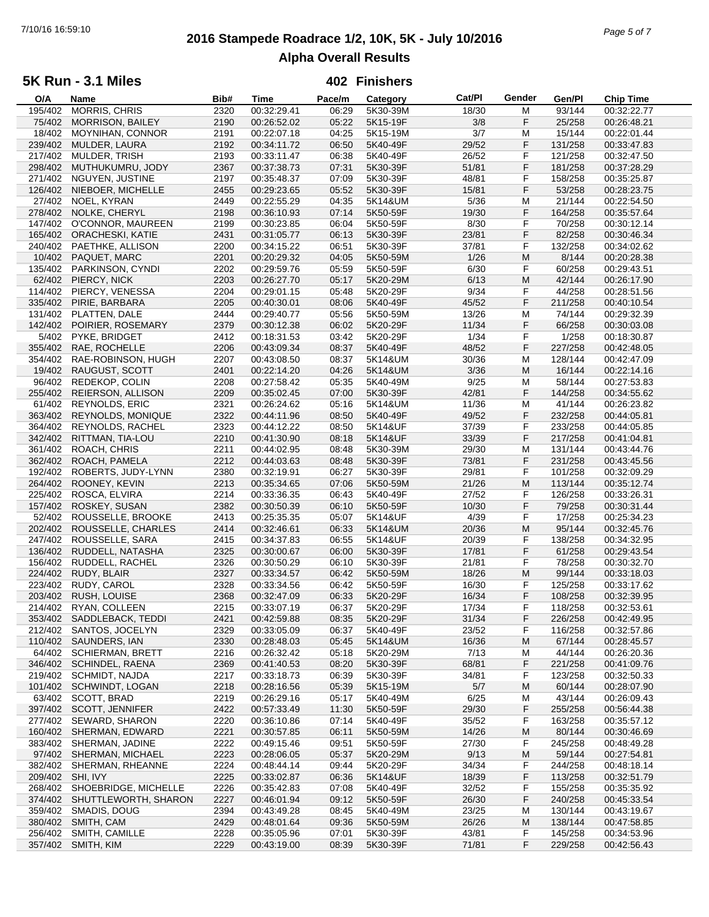# 2016 Stampede Roadrace 1/2, 10K, 5K - July 10/2016

## Alpha Overall Results

### 5K Run - 3.1 Miles

**402 Finishers**

| O/A | Name | Bib# | Time | Pace/m | Category | Cat/Pl | Gender | Gen/Pl | Chip Time |
|---|---|---|---|---|---|---|---|---|---|
| 195/402 | MORRIS, CHRIS | 2320 | 00:32:29.41 | 06:29 | 5K30-39M | 18/30 | M | 93/144 | 00:32:22.77 |
| 75/402 | MORRISON, BAILEY | 2190 | 00:26:52.02 | 05:22 | 5K15-19F | 3/8 | F | 25/258 | 00:26:48.21 |
| 18/402 | MOYNIHAN, CONNOR | 2191 | 00:22:07.18 | 04:25 | 5K15-19M | 3/7 | M | 15/144 | 00:22:01.44 |
| 239/402 | MULDER, LAURA | 2192 | 00:34:11.72 | 06:50 | 5K40-49F | 29/52 | F | 131/258 | 00:33:47.83 |
| 217/402 | MULDER, TRISH | 2193 | 00:33:11.47 | 06:38 | 5K40-49F | 26/52 | F | 121/258 | 00:32:47.50 |
| 298/402 | MUTHUKUMRU, JODY | 2367 | 00:37:38.73 | 07:31 | 5K30-39F | 51/81 | F | 181/258 | 00:37:28.29 |
| 271/402 | NGUYEN, JUSTINE | 2197 | 00:35:48.37 | 07:09 | 5K30-39F | 48/81 | F | 158/258 | 00:35:25.87 |
| 126/402 | NIEBOER, MICHELLE | 2455 | 00:29:23.65 | 05:52 | 5K30-39F | 15/81 | F | 53/258 | 00:28:23.75 |
| 27/402 | NOEL, KYRAN | 2449 | 00:22:55.29 | 04:35 | 5K14&UM | 5/36 | M | 21/144 | 00:22:54.50 |
| 278/402 | NOLKE, CHERYL | 2198 | 00:36:10.93 | 07:14 | 5K50-59F | 19/30 | F | 164/258 | 00:35:57.64 |
| 147/402 | O'CONNOR, MAUREEN | 2199 | 00:30:23.85 | 06:04 | 5K50-59F | 8/30 | F | 70/258 | 00:30:12.14 |
| 165/402 | ORACHESKI, KATIE | 2431 | 00:31:05.77 | 06:13 | 5K30-39F | 23/81 | F | 82/258 | 00:30:46.34 |
| 240/402 | PAETHKE, ALLISON | 2200 | 00:34:15.22 | 06:51 | 5K30-39F | 37/81 | F | 132/258 | 00:34:02.62 |
| 10/402 | PAQUET, MARC | 2201 | 00:20:29.32 | 04:05 | 5K50-59M | 1/26 | M | 8/144 | 00:20:28.38 |
| 135/402 | PARKINSON, CYNDI | 2202 | 00:29:59.76 | 05:59 | 5K50-59F | 6/30 | F | 60/258 | 00:29:43.51 |
| 62/402 | PIERCY, NICK | 2203 | 00:26:27.70 | 05:17 | 5K20-29M | 6/13 | M | 42/144 | 00:26:17.90 |
| 114/402 | PIERCY, VENESSA | 2204 | 00:29:01.15 | 05:48 | 5K20-29F | 9/34 | F | 44/258 | 00:28:51.56 |
| 335/402 | PIRIE, BARBARA | 2205 | 00:40:30.01 | 08:06 | 5K40-49F | 45/52 | F | 211/258 | 00:40:10.54 |
| 131/402 | PLATTEN, DALE | 2444 | 00:29:40.77 | 05:56 | 5K50-59M | 13/26 | M | 74/144 | 00:29:32.39 |
| 142/402 | POIRIER, ROSEMARY | 2379 | 00:30:12.38 | 06:02 | 5K20-29F | 11/34 | F | 66/258 | 00:30:03.08 |
| 5/402 | PYKE, BRIDGET | 2412 | 00:18:31.53 | 03:42 | 5K20-29F | 1/34 | F | 1/258 | 00:18:30.87 |
| 355/402 | RAE, ROCHELLE | 2206 | 00:43:09.34 | 08:37 | 5K40-49F | 48/52 | F | 227/258 | 00:42:48.05 |
| 354/402 | RAE-ROBINSON, HUGH | 2207 | 00:43:08.50 | 08:37 | 5K14&UM | 30/36 | M | 128/144 | 00:42:47.09 |
| 19/402 | RAUGUST, SCOTT | 2401 | 00:22:14.20 | 04:26 | 5K14&UM | 3/36 | M | 16/144 | 00:22:14.16 |
| 96/402 | REDEKOP, COLIN | 2208 | 00:27:58.42 | 05:35 | 5K40-49M | 9/25 | M | 58/144 | 00:27:53.83 |
| 255/402 | REIERSON, ALLISON | 2209 | 00:35:02.45 | 07:00 | 5K30-39F | 42/81 | F | 144/258 | 00:34:55.62 |
| 61/402 | REYNOLDS, ERIC | 2321 | 00:26:24.62 | 05:16 | 5K14&UM | 11/36 | M | 41/144 | 00:26:23.82 |
| 363/402 | REYNOLDS, MONIQUE | 2322 | 00:44:11.96 | 08:50 | 5K40-49F | 49/52 | F | 232/258 | 00:44:05.81 |
| 364/402 | REYNOLDS, RACHEL | 2323 | 00:44:12.22 | 08:50 | 5K14&UF | 37/39 | F | 233/258 | 00:44:05.85 |
| 342/402 | RITTMAN, TIA-LOU | 2210 | 00:41:30.90 | 08:18 | 5K14&UF | 33/39 | F | 217/258 | 00:41:04.81 |
| 361/402 | ROACH, CHRIS | 2211 | 00:44:02.95 | 08:48 | 5K30-39M | 29/30 | M | 131/144 | 00:43:44.76 |
| 362/402 | ROACH, PAMELA | 2212 | 00:44:03.63 | 08:48 | 5K30-39F | 73/81 | F | 231/258 | 00:43:45.56 |
| 192/402 | ROBERTS, JUDY-LYNN | 2380 | 00:32:19.91 | 06:27 | 5K30-39F | 29/81 | F | 101/258 | 00:32:09.29 |
| 264/402 | ROONEY, KEVIN | 2213 | 00:35:34.65 | 07:06 | 5K50-59M | 21/26 | M | 113/144 | 00:35:12.74 |
| 225/402 | ROSCA, ELVIRA | 2214 | 00:33:36.35 | 06:43 | 5K40-49F | 27/52 | F | 126/258 | 00:33:26.31 |
| 157/402 | ROSKEY, SUSAN | 2382 | 00:30:50.39 | 06:10 | 5K50-59F | 10/30 | F | 79/258 | 00:30:31.44 |
| 52/402 | ROUSSELLE, BROOKE | 2413 | 00:25:35.35 | 05:07 | 5K14&UF | 4/39 | F | 17/258 | 00:25:34.23 |
| 202/402 | ROUSSELLE, CHARLES | 2414 | 00:32:46.61 | 06:33 | 5K14&UM | 20/36 | M | 95/144 | 00:32:45.76 |
| 247/402 | ROUSSELLE, SARA | 2415 | 00:34:37.83 | 06:55 | 5K14&UF | 20/39 | F | 138/258 | 00:34:32.95 |
| 136/402 | RUDDELL, NATASHA | 2325 | 00:30:00.67 | 06:00 | 5K30-39F | 17/81 | F | 61/258 | 00:29:43.54 |
| 156/402 | RUDDELL, RACHEL | 2326 | 00:30:50.29 | 06:10 | 5K30-39F | 21/81 | F | 78/258 | 00:30:32.70 |
| 224/402 | RUDY, BLAIR | 2327 | 00:33:34.57 | 06:42 | 5K50-59M | 18/26 | M | 99/144 | 00:33:18.03 |
| 223/402 | RUDY, CAROL | 2328 | 00:33:34.56 | 06:42 | 5K50-59F | 16/30 | F | 125/258 | 00:33:17.62 |
| 203/402 | RUSH, LOUISE | 2368 | 00:32:47.09 | 06:33 | 5K20-29F | 16/34 | F | 108/258 | 00:32:39.95 |
| 214/402 | RYAN, COLLEEN | 2215 | 00:33:07.19 | 06:37 | 5K20-29F | 17/34 | F | 118/258 | 00:32:53.61 |
| 353/402 | SADDLEBACK, TEDDI | 2421 | 00:42:59.88 | 08:35 | 5K20-29F | 31/34 | F | 226/258 | 00:42:49.95 |
| 212/402 | SANTOS, JOCELYN | 2329 | 00:33:05.09 | 06:37 | 5K40-49F | 23/52 | F | 116/258 | 00:32:57.86 |
| 110/402 | SAUNDERS, IAN | 2330 | 00:28:48.03 | 05:45 | 5K14&UM | 16/36 | M | 67/144 | 00:28:45.57 |
| 64/402 | SCHIERMAN, BRETT | 2216 | 00:26:32.42 | 05:18 | 5K20-29M | 7/13 | M | 44/144 | 00:26:20.36 |
| 346/402 | SCHINDEL, RAENA | 2369 | 00:41:40.53 | 08:20 | 5K30-39F | 68/81 | F | 221/258 | 00:41:09.76 |
| 219/402 | SCHMIDT, NAJDA | 2217 | 00:33:18.73 | 06:39 | 5K30-39F | 34/81 | F | 123/258 | 00:32:50.33 |
| 101/402 | SCHWINDT, LOGAN | 2218 | 00:28:16.56 | 05:39 | 5K15-19M | 5/7 | M | 60/144 | 00:28:07.90 |
| 63/402 | SCOTT, BRAD | 2219 | 00:26:29.16 | 05:17 | 5K40-49M | 6/25 | M | 43/144 | 00:26:09.43 |
| 397/402 | SCOTT, JENNIFER | 2422 | 00:57:33.49 | 11:30 | 5K50-59F | 29/30 | F | 255/258 | 00:56:44.38 |
| 277/402 | SEWARD, SHARON | 2220 | 00:36:10.86 | 07:14 | 5K40-49F | 35/52 | F | 163/258 | 00:35:57.12 |
| 160/402 | SHERMAN, EDWARD | 2221 | 00:30:57.85 | 06:11 | 5K50-59M | 14/26 | M | 80/144 | 00:30:46.69 |
| 383/402 | SHERMAN, JADINE | 2222 | 00:49:15.46 | 09:51 | 5K50-59F | 27/30 | F | 245/258 | 00:48:49.28 |
| 97/402 | SHERMAN, MICHAEL | 2223 | 00:28:06.05 | 05:37 | 5K20-29M | 9/13 | M | 59/144 | 00:27:54.81 |
| 382/402 | SHERMAN, RHEANNE | 2224 | 00:48:44.14 | 09:44 | 5K20-29F | 34/34 | F | 244/258 | 00:48:18.14 |
| 209/402 | SHI, IVY | 2225 | 00:33:02.87 | 06:36 | 5K14&UF | 18/39 | F | 113/258 | 00:32:51.79 |
| 268/402 | SHOEBRIDGE, MICHELLE | 2226 | 00:35:42.83 | 07:08 | 5K40-49F | 32/52 | F | 155/258 | 00:35:35.92 |
| 374/402 | SHUTTLEWORTH, SHARON | 2227 | 00:46:01.94 | 09:12 | 5K50-59F | 26/30 | F | 240/258 | 00:45:33.54 |
| 359/402 | SMADIS, DOUG | 2394 | 00:43:49.28 | 08:45 | 5K40-49M | 23/25 | M | 130/144 | 00:43:19.67 |
| 380/402 | SMITH, CAM | 2429 | 00:48:01.64 | 09:36 | 5K50-59M | 26/26 | M | 138/144 | 00:47:58.85 |
| 256/402 | SMITH, CAMILLE | 2228 | 00:35:05.96 | 07:01 | 5K30-39F | 43/81 | F | 145/258 | 00:34:53.96 |
| 357/402 | SMITH, KIM | 2229 | 00:43:19.00 | 08:39 | 5K30-39F | 71/81 | F | 229/258 | 00:42:56.43 |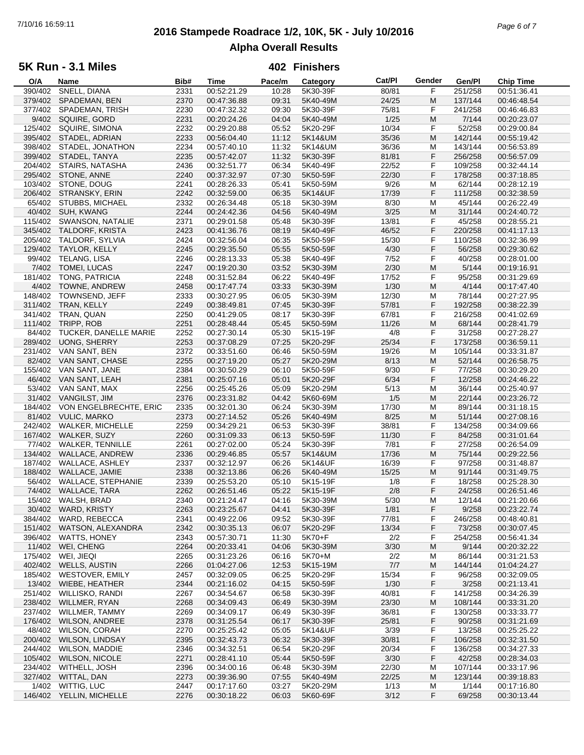# 2016 Stampede Roadrace 1/2, 10K, 5K - July 10/2016

## Alpha Overall Results

### 5K Run - 3.1 Miles

**402 Finishers**

| O/A | Name | Bib# | Time | Pace/m | Category | Cat/Pl | Gender | Gen/Pl | Chip Time |
|---|---|---|---|---|---|---|---|---|---|
| 390/402 | SNELL, DIANA | 2331 | 00:52:21.29 | 10:28 | 5K30-39F | 80/81 | F | 251/258 | 00:51:36.41 |
| 379/402 | SPADEMAN, BEN | 2370 | 00:47:36.88 | 09:31 | 5K40-49M | 24/25 | M | 137/144 | 00:46:48.54 |
| 377/402 | SPADEMAN, TRISH | 2230 | 00:47:32.32 | 09:30 | 5K30-39F | 75/81 | F | 241/258 | 00:46:46.83 |
| 9/402 | SQUIRE, GORD | 2231 | 00:20:24.26 | 04:04 | 5K40-49M | 1/25 | M | 7/144 | 00:20:23.07 |
| 125/402 | SQUIRE, SIMONA | 2232 | 00:29:20.88 | 05:52 | 5K20-29F | 10/34 | F | 52/258 | 00:29:00.84 |
| 395/402 | STADEL, ADRIAN | 2233 | 00:56:04.40 | 11:12 | 5K14&UM | 35/36 | M | 142/144 | 00:55:19.42 |
| 398/402 | STADEL, JONATHON | 2234 | 00:57:40.10 | 11:32 | 5K14&UM | 36/36 | M | 143/144 | 00:56:53.89 |
| 399/402 | STADEL, TANYA | 2235 | 00:57:42.07 | 11:32 | 5K30-39F | 81/81 | F | 256/258 | 00:56:57.09 |
| 204/402 | STAIRS, NATASHA | 2436 | 00:32:51.77 | 06:34 | 5K40-49F | 22/52 | F | 109/258 | 00:32:44.14 |
| 295/402 | STONE, ANNE | 2240 | 00:37:32.97 | 07:30 | 5K50-59F | 22/30 | F | 178/258 | 00:37:18.85 |
| 103/402 | STONE, DOUG | 2241 | 00:28:26.33 | 05:41 | 5K50-59M | 9/26 | M | 62/144 | 00:28:12.19 |
| 206/402 | STRANSKY, ERIN | 2242 | 00:32:59.00 | 06:35 | 5K14&UF | 17/39 | F | 111/258 | 00:32:38.59 |
| 65/402 | STUBBS, MICHAEL | 2332 | 00:26:34.48 | 05:18 | 5K30-39M | 8/30 | M | 45/144 | 00:26:22.49 |
| 40/402 | SUH, KWANG | 2244 | 00:24:42.36 | 04:56 | 5K40-49M | 3/25 | M | 31/144 | 00:24:40.72 |
| 115/402 | SWANSON, NATALIE | 2371 | 00:29:01.58 | 05:48 | 5K30-39F | 13/81 | F | 45/258 | 00:28:55.21 |
| 345/402 | TALDORF, KRISTA | 2423 | 00:41:36.76 | 08:19 | 5K40-49F | 46/52 | F | 220/258 | 00:41:17.13 |
| 205/402 | TALDORF, SYLVIA | 2424 | 00:32:56.04 | 06:35 | 5K50-59F | 15/30 | F | 110/258 | 00:32:36.99 |
| 129/402 | TAYLOR, KELLY | 2245 | 00:29:35.50 | 05:55 | 5K50-59F | 4/30 | F | 56/258 | 00:29:30.62 |
| 99/402 | TELANG, LISA | 2246 | 00:28:13.33 | 05:38 | 5K40-49F | 7/52 | F | 40/258 | 00:28:01.00 |
| 7/402 | TOMEI, LUCAS | 2247 | 00:19:20.30 | 03:52 | 5K30-39M | 2/30 | M | 5/144 | 00:19:16.91 |
| 181/402 | TONG, PATRICIA | 2248 | 00:31:52.84 | 06:22 | 5K40-49F | 17/52 | F | 95/258 | 00:31:29.69 |
| 4/402 | TOWNE, ANDREW | 2458 | 00:17:47.74 | 03:33 | 5K30-39M | 1/30 | M | 4/144 | 00:17:47.40 |
| 148/402 | TOWNSEND, JEFF | 2333 | 00:30:27.95 | 06:05 | 5K30-39M | 12/30 | M | 78/144 | 00:27:27.95 |
| 311/402 | TRAN, KELLY | 2249 | 00:38:49.81 | 07:45 | 5K30-39F | 57/81 | F | 192/258 | 00:38:22.39 |
| 341/402 | TRAN, QUAN | 2250 | 00:41:29.05 | 08:17 | 5K30-39F | 67/81 | F | 216/258 | 00:41:02.69 |
| 111/402 | TRIPP, ROB | 2251 | 00:28:48.44 | 05:45 | 5K50-59M | 11/26 | M | 68/144 | 00:28:41.79 |
| 84/402 | TUCKER, DANELLE MARIE | 2252 | 00:27:30.14 | 05:30 | 5K15-19F | 4/8 | F | 31/258 | 00:27:28.27 |
| 289/402 | UONG, SHERRY | 2253 | 00:37:08.29 | 07:25 | 5K20-29F | 25/34 | F | 173/258 | 00:36:59.11 |
| 231/402 | VAN SANT, BEN | 2372 | 00:33:51.60 | 06:46 | 5K50-59M | 19/26 | M | 105/144 | 00:33:31.87 |
| 82/402 | VAN SANT, CHASE | 2255 | 00:27:19.20 | 05:27 | 5K20-29M | 8/13 | M | 52/144 | 00:26:58.75 |
| 155/402 | VAN SANT, JANE | 2384 | 00:30:50.29 | 06:10 | 5K50-59F | 9/30 | F | 77/258 | 00:30:29.20 |
| 46/402 | VAN SANT, LEAH | 2381 | 00:25:07.16 | 05:01 | 5K20-29F | 6/34 | F | 12/258 | 00:24:46.22 |
| 53/402 | VAN SANT, MAX | 2256 | 00:25:45.26 | 05:09 | 5K20-29M | 5/13 | M | 36/144 | 00:25:40.97 |
| 31/402 | VANGILST, JIM | 2376 | 00:23:31.82 | 04:42 | 5K60-69M | 1/5 | M | 22/144 | 00:23:26.72 |
| 184/402 | VON ENGELBRECHTE, ERIC | 2335 | 00:32:01.30 | 06:24 | 5K30-39M | 17/30 | M | 89/144 | 00:31:18.15 |
| 81/402 | VULIC, MARKO | 2373 | 00:27:14.52 | 05:26 | 5K40-49M | 8/25 | M | 51/144 | 00:27:08.16 |
| 242/402 | WALKER, MICHELLE | 2259 | 00:34:29.21 | 06:53 | 5K30-39F | 38/81 | F | 134/258 | 00:34:09.66 |
| 167/402 | WALKER, SUZY | 2260 | 00:31:09.33 | 06:13 | 5K50-59F | 11/30 | F | 84/258 | 00:31:01.64 |
| 77/402 | WALKER, TENNILLE | 2261 | 00:27:02.00 | 05:24 | 5K30-39F | 7/81 | F | 27/258 | 00:26:54.09 |
| 134/402 | WALLACE, ANDREW | 2336 | 00:29:46.85 | 05:57 | 5K14&UM | 17/36 | M | 75/144 | 00:29:22.56 |
| 187/402 | WALLACE, ASHLEY | 2337 | 00:32:12.97 | 06:26 | 5K14&UF | 16/39 | F | 97/258 | 00:31:48.87 |
| 188/402 | WALLACE, JAMIE | 2338 | 00:32:13.86 | 06:26 | 5K40-49M | 15/25 | M | 91/144 | 00:31:49.75 |
| 56/402 | WALLACE, STEPHANIE | 2339 | 00:25:53.20 | 05:10 | 5K15-19F | 1/8 | F | 18/258 | 00:25:28.30 |
| 74/402 | WALLACE, TARA | 2262 | 00:26:51.46 | 05:22 | 5K15-19F | 2/8 | F | 24/258 | 00:26:51.46 |
| 15/402 | WALSH, BRAD | 2340 | 00:21:24.47 | 04:16 | 5K30-39M | 5/30 | M | 12/144 | 00:21:20.66 |
| 30/402 | WARD, KRISTY | 2263 | 00:23:25.67 | 04:41 | 5K30-39F | 1/81 | F | 9/258 | 00:23:22.74 |
| 384/402 | WARD, REBECCA | 2341 | 00:49:22.06 | 09:52 | 5K30-39F | 77/81 | F | 246/258 | 00:48:40.81 |
| 151/402 | WATSON, ALEXANDRA | 2342 | 00:30:35.13 | 06:07 | 5K20-29F | 13/34 | F | 73/258 | 00:30:07.45 |
| 396/402 | WATTS, HONEY | 2343 | 00:57:30.71 | 11:30 | 5K70+F | 2/2 | F | 254/258 | 00:56:41.34 |
| 11/402 | WEI, CHENG | 2264 | 00:20:33.41 | 04:06 | 5K30-39M | 3/30 | M | 9/144 | 00:20:32.22 |
| 175/402 | WEI, JIEQI | 2265 | 00:31:23.26 | 06:16 | 5K70+M | 2/2 | M | 86/144 | 00:31:21.53 |
| 402/402 | WELLS, AUSTIN | 2266 | 01:04:27.06 | 12:53 | 5K15-19M | 7/7 | M | 144/144 | 01:04:24.27 |
| 185/402 | WESTOVER, EMILY | 2457 | 00:32:09.05 | 06:25 | 5K20-29F | 15/34 | F | 96/258 | 00:32:09.05 |
| 13/402 | WIEBE, HEATHER | 2344 | 00:21:16.02 | 04:15 | 5K50-59F | 1/30 | F | 3/258 | 00:21:13.41 |
| 251/402 | WILLISKO, RANDI | 2267 | 00:34:54.67 | 06:58 | 5K30-39F | 40/81 | F | 141/258 | 00:34:26.39 |
| 238/402 | WILLMER, RYAN | 2268 | 00:34:09.43 | 06:49 | 5K30-39M | 23/30 | M | 108/144 | 00:33:31.20 |
| 237/402 | WILLMER, TAMMY | 2269 | 00:34:09.17 | 06:49 | 5K30-39F | 36/81 | F | 130/258 | 00:33:33.77 |
| 176/402 | WILSON, ANDREE | 2378 | 00:31:25.54 | 06:17 | 5K30-39F | 25/81 | F | 90/258 | 00:31:21.69 |
| 48/402 | WILSON, CORAH | 2270 | 00:25:25.42 | 05:05 | 5K14&UF | 3/39 | F | 13/258 | 00:25:25.22 |
| 200/402 | WILSON, LINDSAY | 2395 | 00:32:43.73 | 06:32 | 5K30-39F | 30/81 | F | 106/258 | 00:32:31.50 |
| 244/402 | WILSON, MADDIE | 2346 | 00:34:32.51 | 06:54 | 5K20-29F | 20/34 | F | 136/258 | 00:34:27.33 |
| 105/402 | WILSON, NICOLE | 2271 | 00:28:41.10 | 05:44 | 5K50-59F | 3/30 | F | 42/258 | 00:28:34.03 |
| 234/402 | WITHELL, JOSH | 2396 | 00:34:00.16 | 06:48 | 5K30-39M | 22/30 | M | 107/144 | 00:33:17.96 |
| 327/402 | WITTAL, DAN | 2273 | 00:39:36.90 | 07:55 | 5K40-49M | 22/25 | M | 123/144 | 00:39:18.83 |
| 1/402 | WITTIG, LUC | 2447 | 00:17:17.60 | 03:27 | 5K20-29M | 1/13 | M | 1/144 | 00:17:16.80 |
| 146/402 | YELLIN, MICHELLE | 2276 | 00:30:18.22 | 06:03 | 5K60-69F | 3/12 | F | 69/258 | 00:30:13.44 |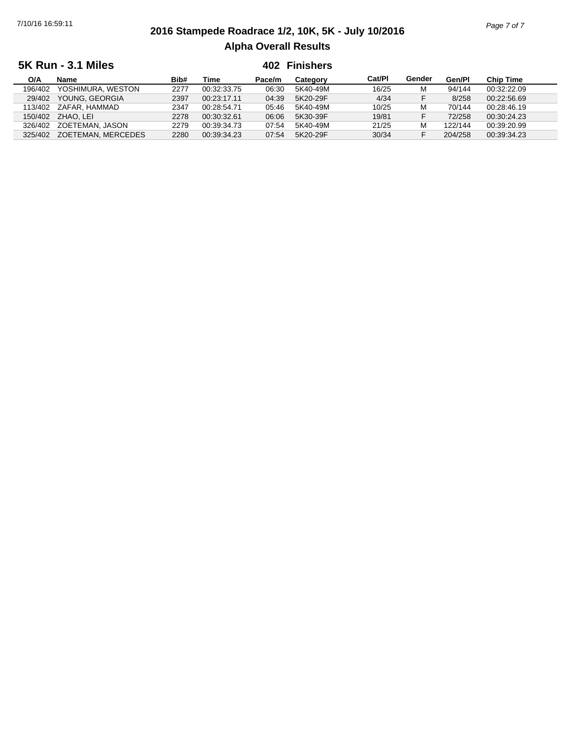# 2016 Stampede Roadrace 1/2, 10K, 5K - July 10/2016

## Alpha Overall Results

### 5K Run - 3.1 Miles

**402 Finishers**

| O/A | Name | Bib# | Time | Pace/m | Category | Cat/Pl | Gender | Gen/Pl | Chip Time |
|---|---|---|---|---|---|---|---|---|---|
| 196/402 | YOSHIMURA, WESTON | 2277 | 00:32:33.75 | 06:30 | 5K40-49M | 16/25 | M | 94/144 | 00:32:22.09 |
| 29/402 | YOUNG, GEORGIA | 2397 | 00:23:17.11 | 04:39 | 5K20-29F | 4/34 | F | 8/258 | 00:22:56.69 |
| 113/402 | ZAFAR, HAMMAD | 2347 | 00:28:54.71 | 05:46 | 5K40-49M | 10/25 | M | 70/144 | 00:28:46.19 |
| 150/402 | ZHAO, LEI | 2278 | 00:30:32.61 | 06:06 | 5K30-39F | 19/81 | F | 72/258 | 00:30:24.23 |
| 326/402 | ZOETEMAN, JASON | 2279 | 00:39:34.73 | 07:54 | 5K40-49M | 21/25 | M | 122/144 | 00:39:20.99 |
| 325/402 | ZOETEMAN, MERCEDES | 2280 | 00:39:34.23 | 07:54 | 5K20-29F | 30/34 | F | 204/258 | 00:39:34.23 |